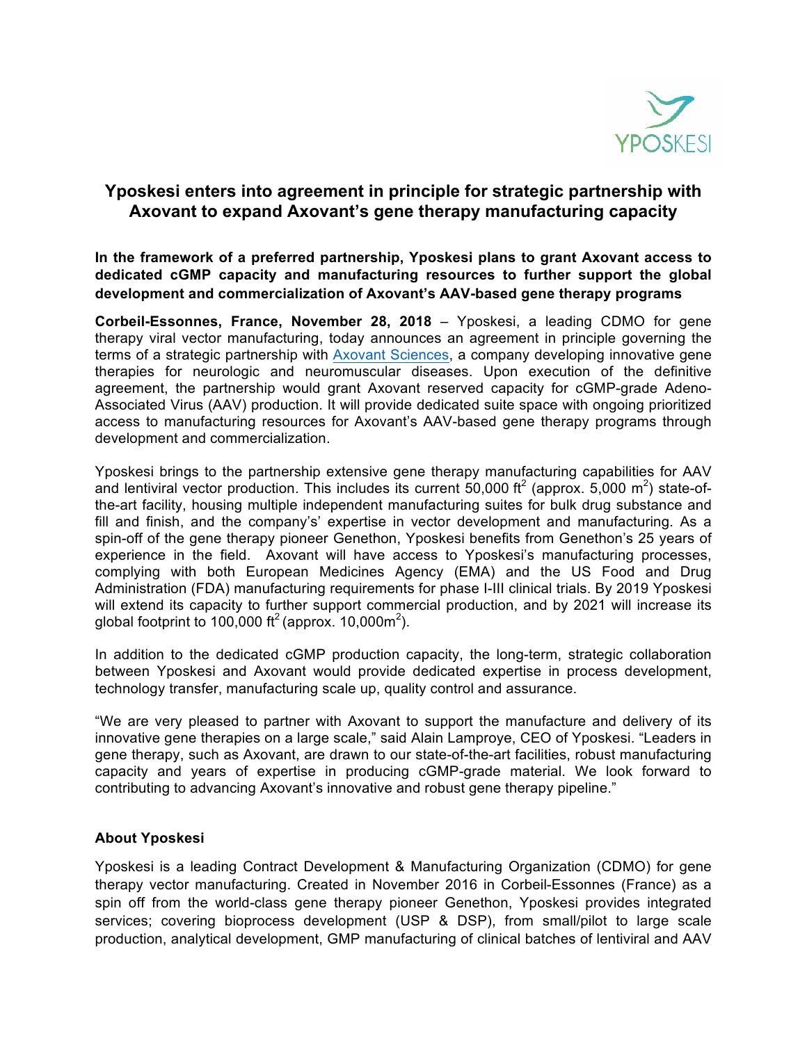# Yposkesi enters into agreement in principle for strategic partnership with Axovant to expand Axovant's gene therapy manufacturing capacity

**In the framework of a preferred partnership, Yposkesi plans to grant Axovant access to dedicated cGMP capacity and manufacturing resources to further support the global development and commercialization of Axovant's AAV-based gene therapy programs**

**Corbeil-Essonnes, France, November 28, 2018** – Yposkesi, a leading CDMO for gene therapy viral vector manufacturing, today announces an agreement in principle governing the terms of a strategic partnership with Axovant Sciences, a company developing innovative gene therapies for neurologic and neuromuscular diseases. Upon execution of the definitive agreement, the partnership would grant Axovant reserved capacity for cGMP-grade Adeno-Associated Virus (AAV) production. It will provide dedicated suite space with ongoing prioritized access to manufacturing resources for Axovant's AAV-based gene therapy programs through development and commercialization.

Yposkesi brings to the partnership extensive gene therapy manufacturing capabilities for AAV and lentiviral vector production. This includes its current 50,000 $ft^2$ (approx. 5,000 $m^2$) state-of-the-art facility, housing multiple independent manufacturing suites for bulk drug substance and fill and finish, and the company's' expertise in vector development and manufacturing. As a spin-off of the gene therapy pioneer Genethon, Yposkesi benefits from Genethon's 25 years of experience in the field. Axovant will have access to Yposkesi's manufacturing processes, complying with both European Medicines Agency (EMA) and the US Food and Drug Administration (FDA) manufacturing requirements for phase I-III clinical trials. By 2019 Yposkesi will extend its capacity to further support commercial production, and by 2021 will increase its global footprint to 100,000 $ft^2$ (approx. 10,000$m^2$).

In addition to the dedicated cGMP production capacity, the long-term, strategic collaboration between Yposkesi and Axovant would provide dedicated expertise in process development, technology transfer, manufacturing scale up, quality control and assurance.

"We are very pleased to partner with Axovant to support the manufacture and delivery of its innovative gene therapies on a large scale," said Alain Lamproye, CEO of Yposkesi. "Leaders in gene therapy, such as Axovant, are drawn to our state-of-the-art facilities, robust manufacturing capacity and years of expertise in producing cGMP-grade material. We look forward to contributing to advancing Axovant's innovative and robust gene therapy pipeline."

## About Yposkesi

Yposkesi is a leading Contract Development & Manufacturing Organization (CDMO) for gene therapy vector manufacturing. Created in November 2016 in Corbeil-Essonnes (France) as a spin off from the world-class gene therapy pioneer Genethon, Yposkesi provides integrated services; covering bioprocess development (USP & DSP), from small/pilot to large scale production, analytical development, GMP manufacturing of clinical batches of lentiviral and AAV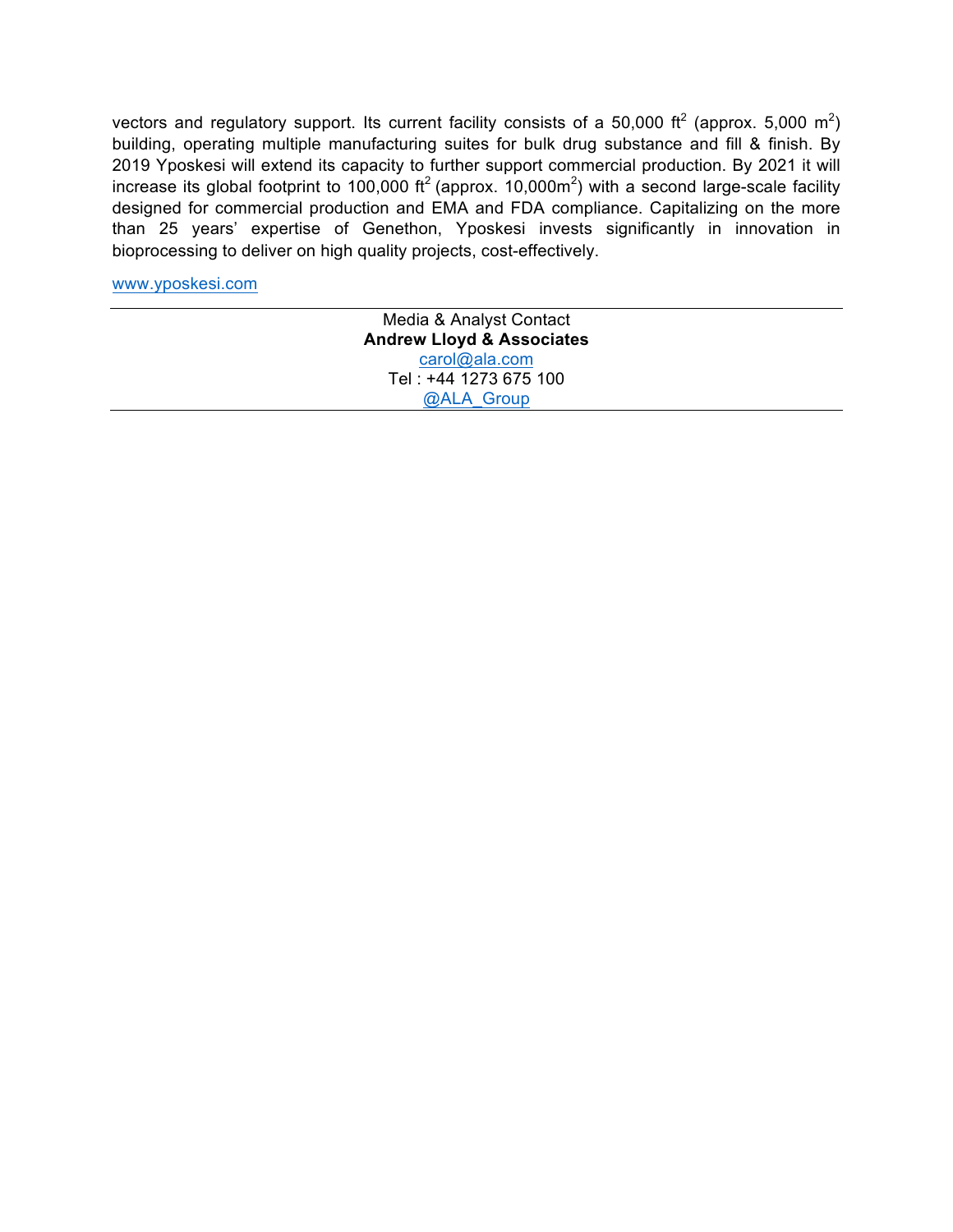vectors and regulatory support. Its current facility consists of a 50,000 $ft^2$ (approx. 5,000 $m^2$) building, operating multiple manufacturing suites for bulk drug substance and fill & finish. By 2019 Yposkesi will extend its capacity to further support commercial production. By 2021 it will increase its global footprint to 100,000 $ft^2$ (approx. 10,000$m^2$) with a second large-scale facility designed for commercial production and EMA and FDA compliance. Capitalizing on the more than 25 years' expertise of Genethon, Yposkesi invests significantly in innovation in bioprocessing to deliver on high quality projects, cost-effectively.

www.yposkesi.com

---

Media & Analyst Contact
**Andrew Lloyd & Associates**
carol@ala.com
Tel : +44 1273 675 100
@ALA_Group

---